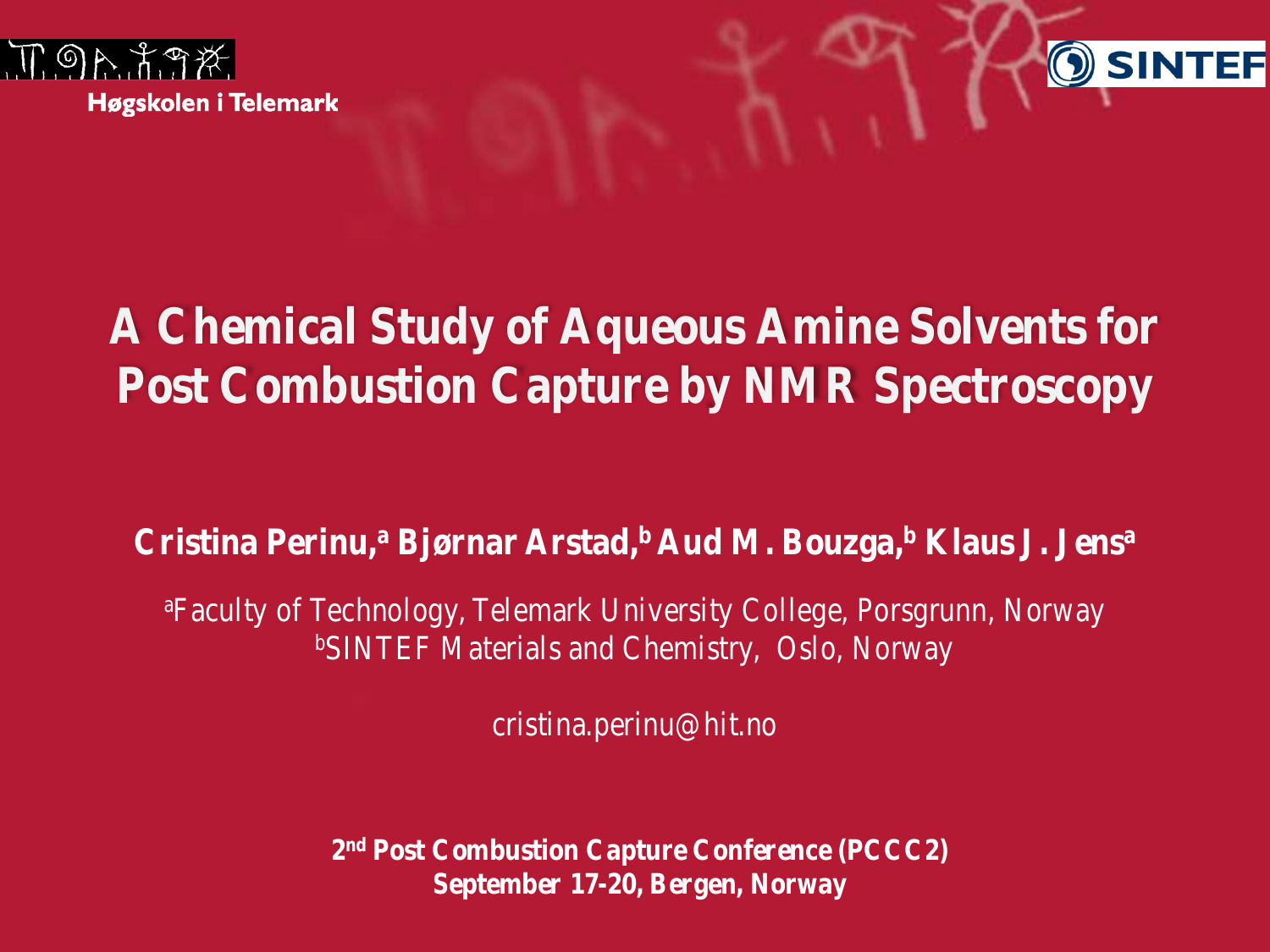Høgskolen i Telemark

SINTEF

# A Chemical Study of Aqueous Amine Solvents for Post Combustion Capture by NMR Spectroscopy

**Cristina Perinu,[a] Bjørnar Arstad,[b] Aud M. Bouzga,[b] Klaus J. Jens[a]**

[a]Faculty of Technology, Telemark University College, Porsgrunn, Norway
[b]SINTEF Materials and Chemistry, Oslo, Norway

cristina.perinu@hit.no

**2nd Post Combustion Capture Conference (PCCC2)**
**September 17-20, Bergen, Norway**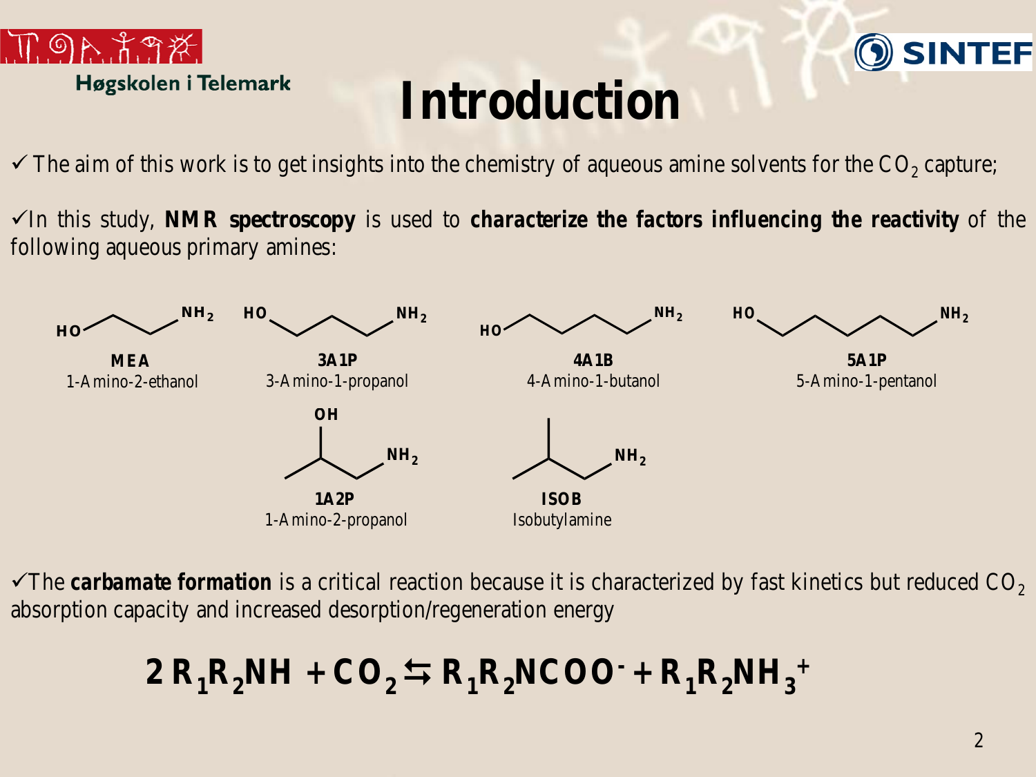# Introduction

- ✓ The aim of this work is to get insights into the chemistry of aqueous amine solvents for the $CO_2$ capture;
- ✓ In this study, **NMR spectroscopy** is used to **characterize the factors influencing the reactivity** of the following aqueous primary amines:

**MEA**
1-Amino-2-ethanol

**3A1P**
3-Amino-1-propanol

**4A1B**
4-Amino-1-butanol

**5A1P**
5-Amino-1-pentanol

**1A2P**
1-Amino-2-propanol

**ISOB**
Isobutylamine

- ✓ The **carbamate formation** is a critical reaction because it is characterized by fast kinetics but reduced $CO_2$ absorption capacity and increased desorption/regeneration energy

$$2\,R_1R_2NH + CO_2 \leftrightarrows R_1R_2NCOO^- + R_1R_2NH_3^+$$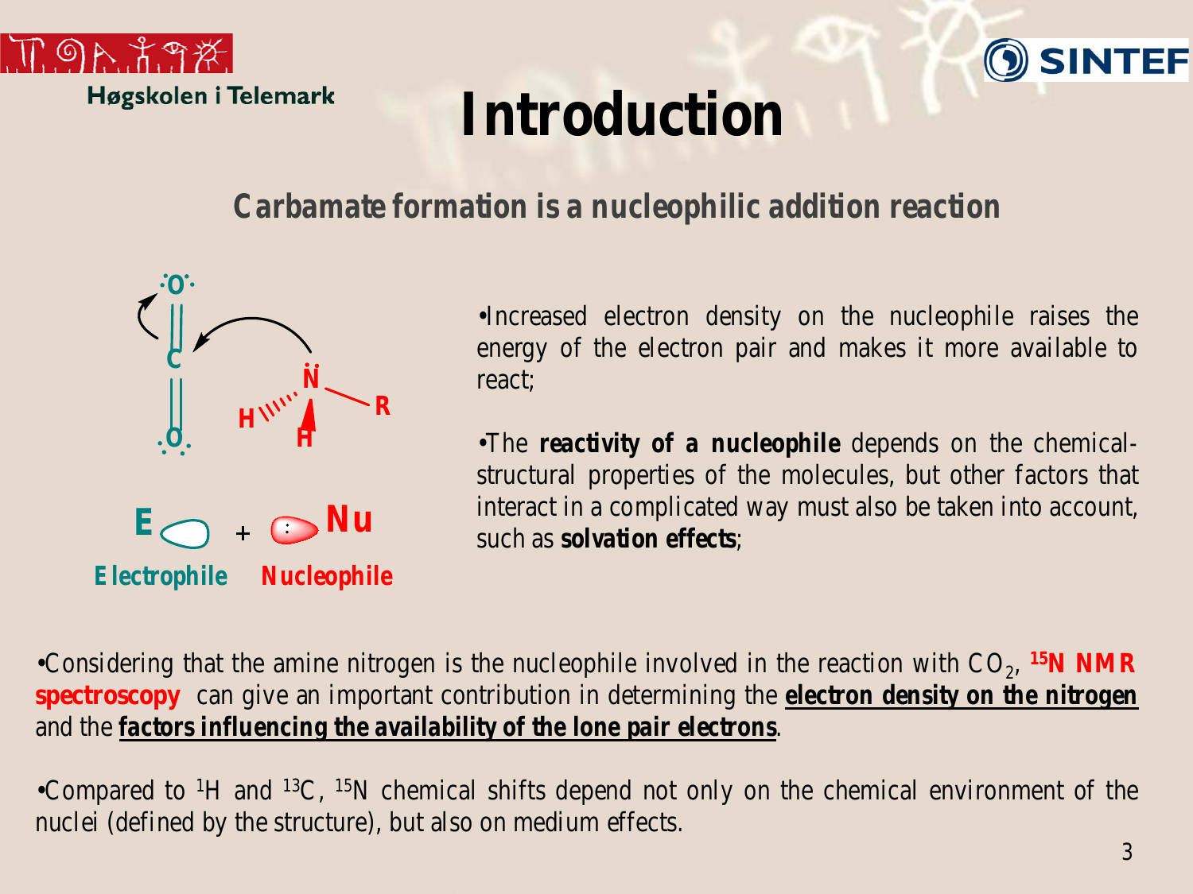# Introduction

## Carbamate formation is a nucleophilic addition reaction

Electrophile Nucleophile

- Increased electron density on the nucleophile raises the energy of the electron pair and makes it more available to react;
- The **reactivity of a nucleophile** depends on the chemical-structural properties of the molecules, but other factors that interact in a complicated way must also be taken into account, such as **solvation effects**;
- Considering that the amine nitrogen is the nucleophile involved in the reaction with $CO_2$, **$^{15}N$ NMR spectroscopy** can give an important contribution in determining the **electron density on the nitrogen** and the **factors influencing the availability of the lone pair electrons**.
- Compared to $^{1}H$ and $^{13}C$, $^{15}N$ chemical shifts depend not only on the chemical environment of the nuclei (defined by the structure), but also on medium effects.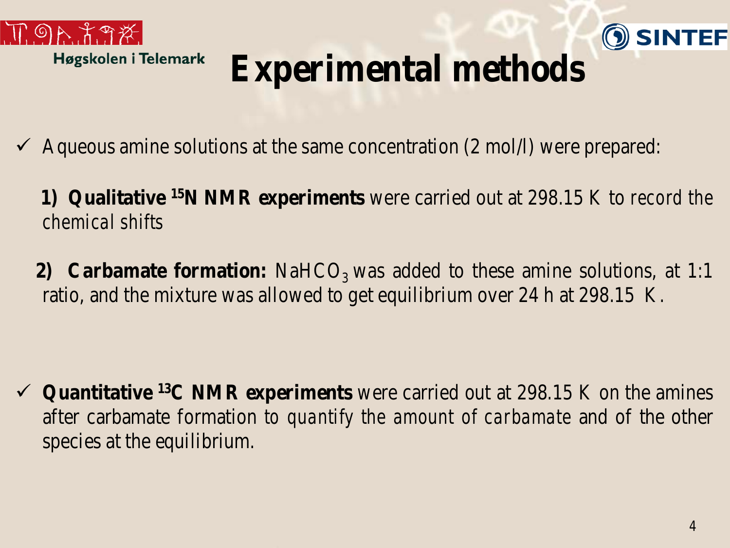# Experimental methods

- Aqueous amine solutions at the same concentration (2 mol/l) were prepared:

  **1) Qualitative $^{15}N$ NMR experiments** were carried out at 298.15 K to record the chemical shifts

  **2) Carbamate formation:** $NaHCO_3$ was added to these amine solutions, at 1:1 ratio, and the mixture was allowed to get equilibrium over 24 h at 298.15 K.

- **Quantitative $^{13}C$ NMR experiments** were carried out at 298.15 K on the amines after carbamate formation to quantify the amount of carbamate and of the other species at the equilibrium.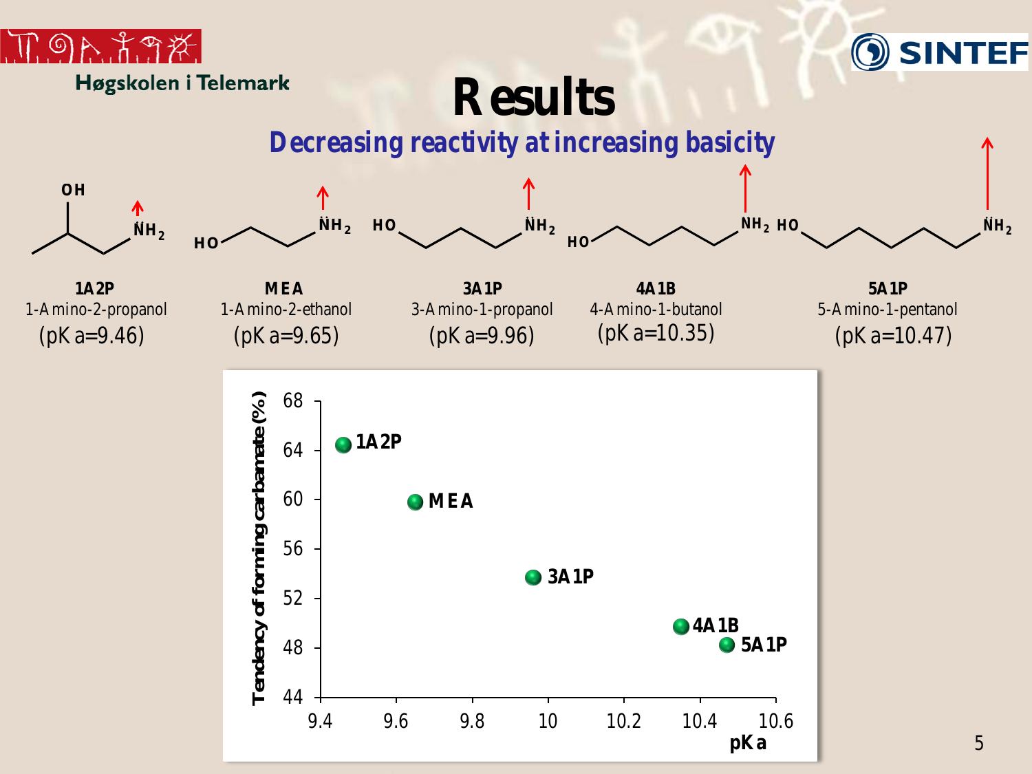# Results

## Decreasing reactivity at increasing basicity

**1A2P**
1-Amino-2-propanol
(pKa=9.46)

**MEA**
1-Amino-2-ethanol
(pKa=9.65)

**3A1P**
3-Amino-1-propanol
(pKa=9.96)

**4A1B**
4-Amino-1-butanol
(pKa=10.35)

**5A1P**
5-Amino-1-pentanol
(pKa=10.47)

| Amine | pKa | Tendency of forming carbamate (%) |
| --- | --- | --- |
| 1A2P | 9.46 | ~64.5 |
| MEA | 9.65 | ~60 |
| 3A1P | 9.96 | ~54 |
| 4A1B | 10.35 | ~50 |
| 5A1P | 10.47 | ~48.5 |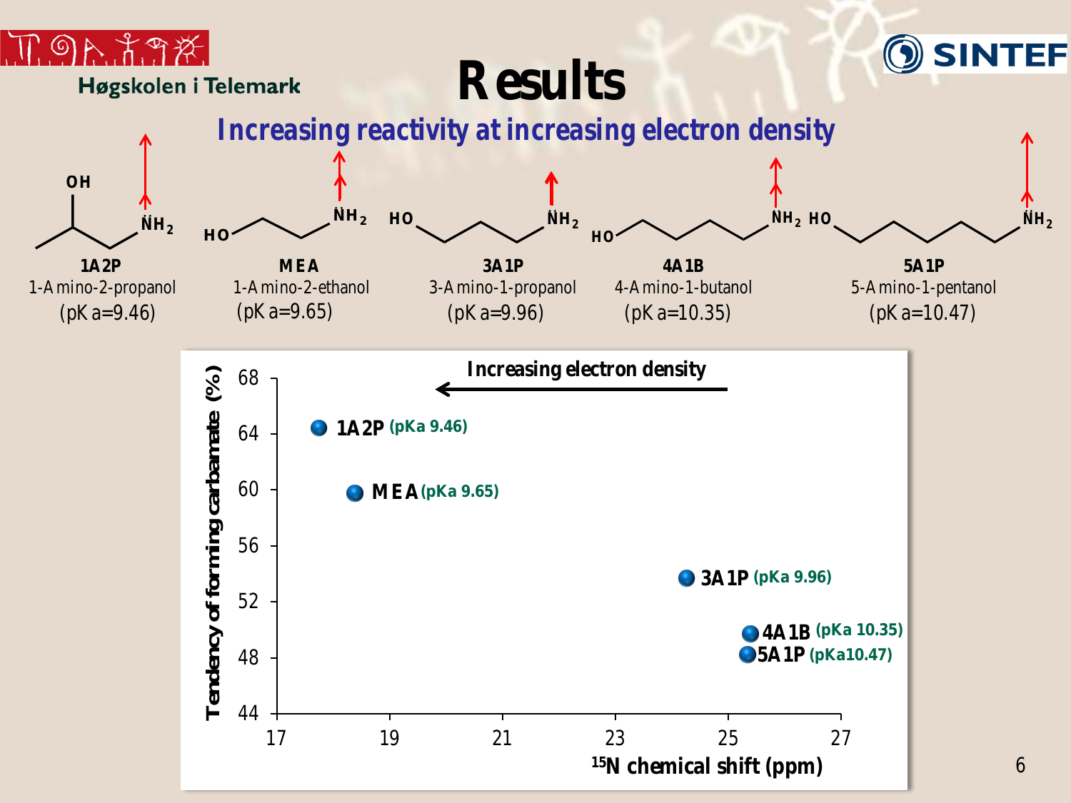# Results

## Increasing reactivity at increasing electron density

| | 1A2P | MEA | 3A1P | 4A1B | 5A1P |
|---|---|---|---|---|---|
| Name | 1-Amino-2-propanol | 1-Amino-2-ethanol | 3-Amino-1-propanol | 4-Amino-1-butanol | 5-Amino-1-pentanol |
| pKa | 9.46 | 9.65 | 9.96 | 10.35 | 10.47 |

Increasing electron density

| Compound | pKa | $^{15}N$ chemical shift (ppm) (approx.) | Tendency of forming carbamate (%) (approx.) |
|---|---|---|---|
| 1A2P | 9.46 | 17.7 | 64.2 |
| MEA | 9.65 | 18.4 | 59.5 |
| 3A1P | 9.96 | 24.2 | 53.6 |
| 4A1B | 10.35 | 25.4 | 49.6 |
| 5A1P | 10.47 | 25.3 | 48.1 |

x-axis: $^{15}N$ chemical shift (ppm); y-axis: Tendency of forming carbamate (%)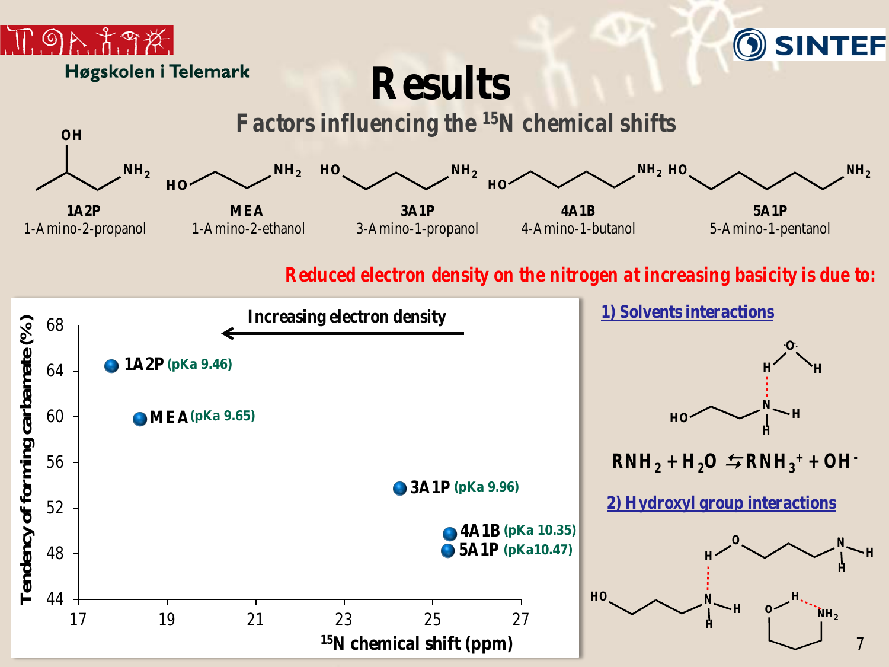# Results

## Factors influencing the $^{15}N$ chemical shifts

| 1A2P | MEA | 3A1P | 4A1B | 5A1P |
|---|---|---|---|---|
| 1-Amino-2-propanol | 1-Amino-2-ethanol | 3-Amino-1-propanol | 4-Amino-1-butanol | 5-Amino-1-pentanol |

**Reduced electron density on the nitrogen at increasing basicity is due to:**

Increasing electron density ←

| Amine | pKa | $^{15}N$ chemical shift (ppm) | Tendency of forming carbamate (%) |
|---|---|---|---|
| 1A2P | 9.46 | ~17.8 | ~64.5 |
| MEA | 9.65 | ~18.4 | ~60 |
| 3A1P | 9.96 | ~24.2 | ~53.8 |
| 4A1B | 10.35 | ~25.4 | ~50 |
| 5A1P | 10.47 | ~25.3 | ~48.3 |

**1) Solvents interactions**

$$RNH_2 + H_2O \leftrightarrows RNH_3^+ + OH^-$$

**2) Hydroxyl group interactions**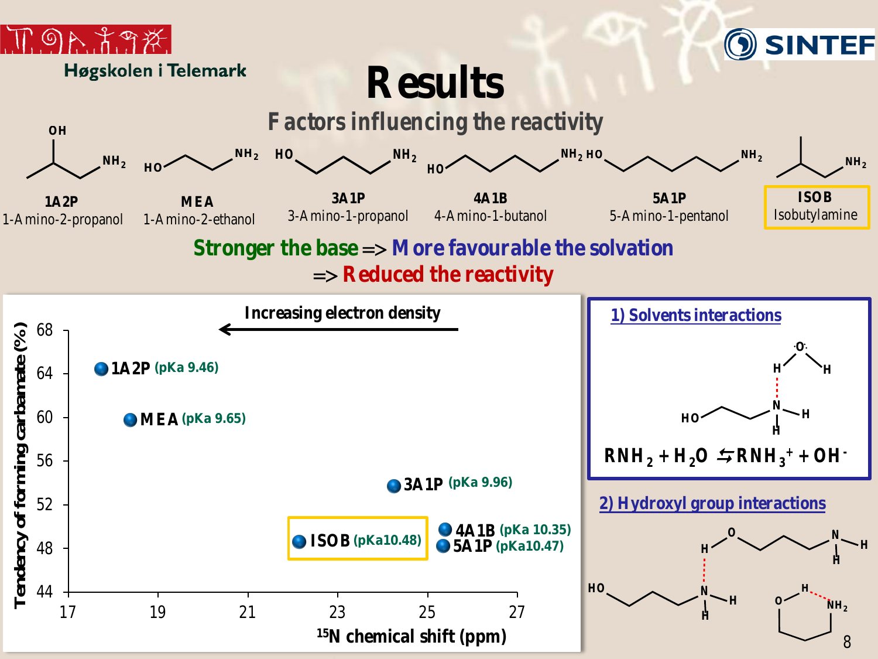Høgskolen i Telemark

SINTEF

# Results

## Factors influencing the reactivity

| 1A2P | MEA | 3A1P | 4A1B | 5A1P | ISOB |
|---|---|---|---|---|---|
| 1-Amino-2-propanol | 1-Amino-2-ethanol | 3-Amino-1-propanol | 4-Amino-1-butanol | 5-Amino-1-pentanol | Isobutylamine |

**Stronger the base** => **More favourable the solvation** => **Reduced the reactivity**

Increasing electron density

| Amine | pKa | $^{15}N$ chemical shift (ppm) | Tendency of forming carbamate (%) |
|---|---|---|---|
| 1A2P | 9.46 | ~17.7 | ~64 |
| MEA | 9.65 | ~18.4 | ~60 |
| 3A1P | 9.96 | ~24.2 | ~53.5 |
| ISOB | 10.48 | ~22.3 | ~48.5 |
| 4A1B | 10.35 | ~25.4 | ~49.5 |
| 5A1P | 10.47 | ~25.4 | ~48.5 |

### 1) Solvents interactions

$$RNH_2 + H_2O \rightleftarrows RNH_3^+ + OH^-$$

### 2) Hydroxyl group interactions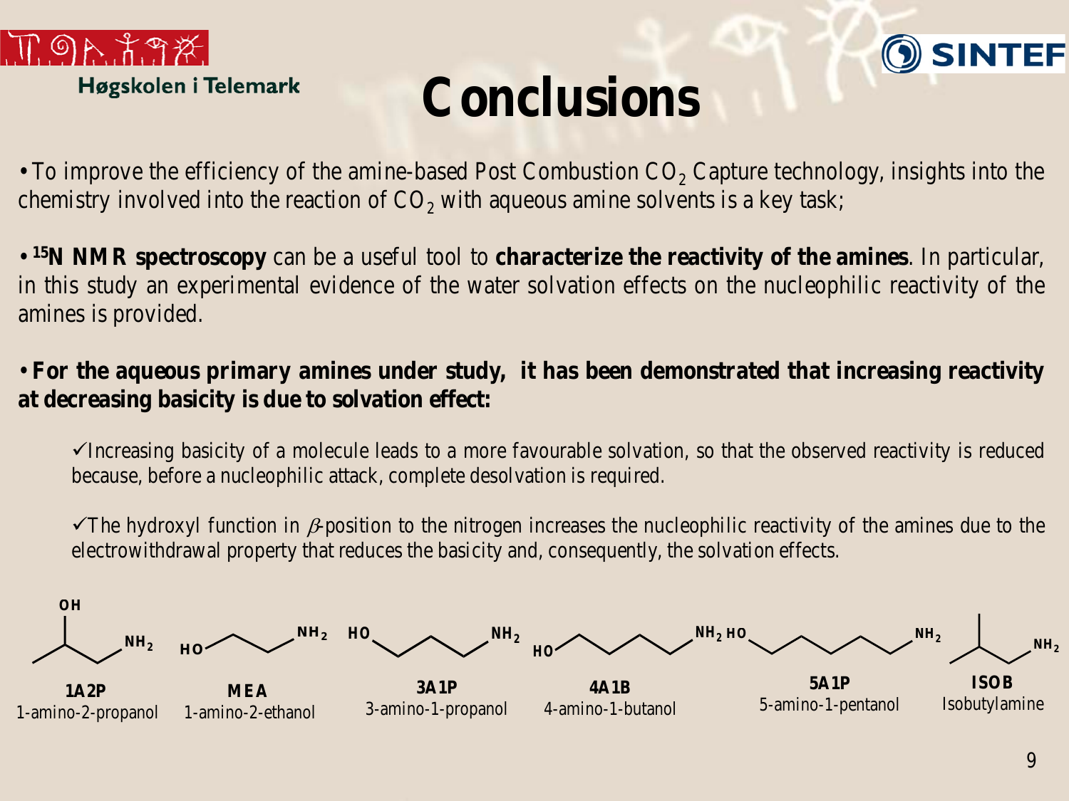# Conclusions

- To improve the efficiency of the amine-based Post Combustion $CO_2$ Capture technology, insights into the chemistry involved into the reaction of $CO_2$ with aqueous amine solvents is a key task;

- **$^{15}$N NMR spectroscopy** can be a useful tool to **characterize the reactivity of the amines**. In particular, in this study an experimental evidence of the water solvation effects on the nucleophilic reactivity of the amines is provided.

- **For the aqueous primary amines under study, it has been demonstrated that increasing reactivity at decreasing basicity is due to solvation effect:**

  ✓Increasing basicity of a molecule leads to a more favourable solvation, so that the observed reactivity is reduced because, before a nucleophilic attack, complete desolvation is required.

  ✓The hydroxyl function in $\beta$-position to the nitrogen increases the nucleophilic reactivity of the amines due to the electrowithdrawal property that reduces the basicity and, consequently, the solvation effects.

**1A2P** 1-amino-2-propanol

**MEA** 1-amino-2-ethanol

**3A1P** 3-amino-1-propanol

**4A1B** 4-amino-1-butanol

**5A1P** 5-amino-1-pentanol

**ISOB** Isobutylamine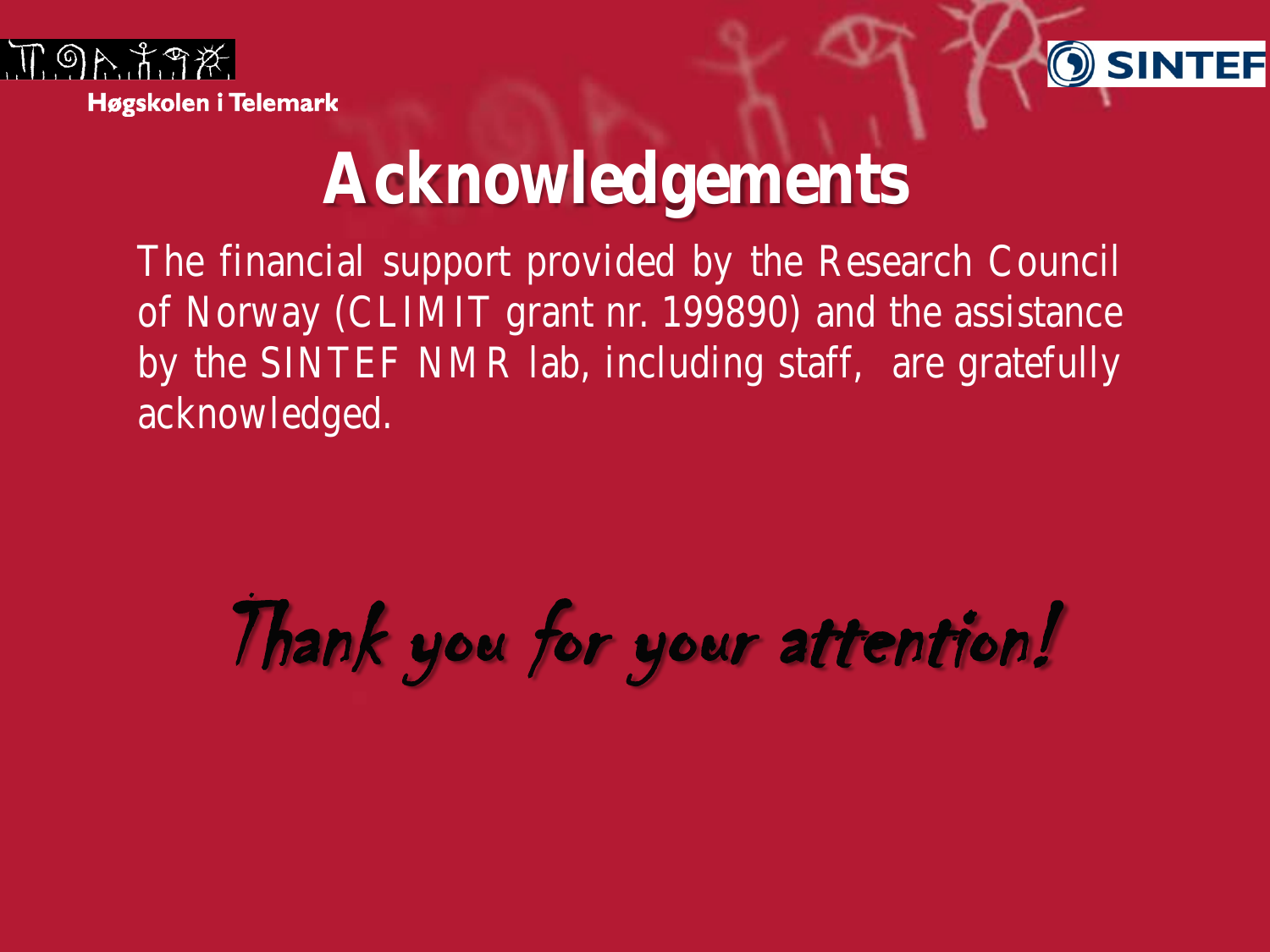# Acknowledgements

The financial support provided by the Research Council of Norway (CLIMIT grant nr. 199890) and the assistance by the SINTEF NMR lab, including staff, are gratefully acknowledged.

*Thank you for your attention!*